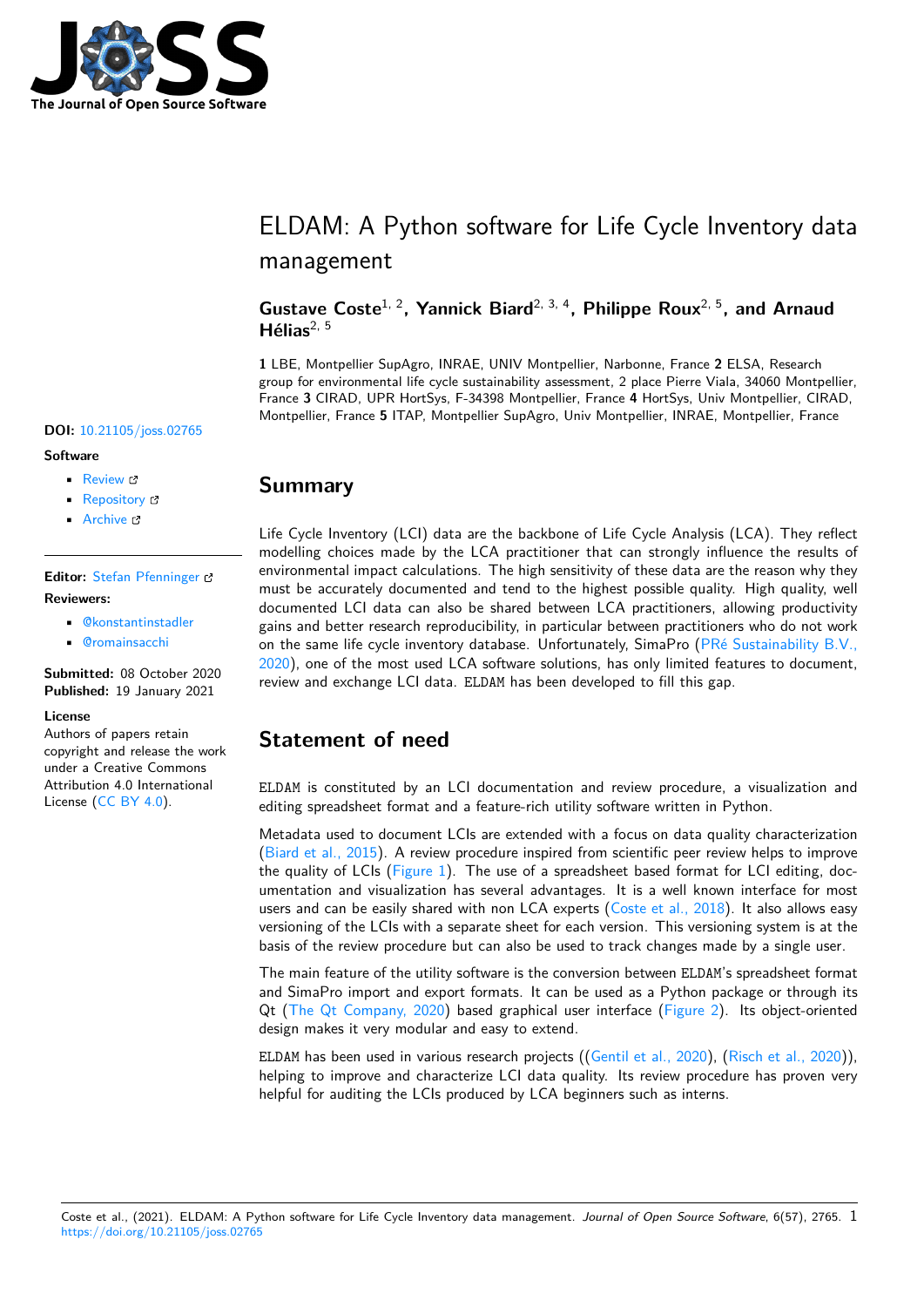# ELDAM: A Python software for Life Cycle Inventory data management

**Gustave Coste**[1, 2], **Yannick Biard**[2, 3, 4], **Philippe Roux**[2, 5], **and Arnaud Hélias**[2, 5]

**1** LBE, Montpellier SupAgro, INRAE, UNIV Montpellier, Narbonne, France **2** ELSA, Research group for environmental life cycle sustainability assessment, 2 place Pierre Viala, 34060 Montpellier, France **3** CIRAD, UPR HortSys, F-34398 Montpellier, France **4** HortSys, Univ Montpellier, CIRAD, Montpellier, France **5** ITAP, Montpellier SupAgro, Univ Montpellier, INRAE, Montpellier, France

**DOI:** 10.21105/joss.02765

**Software**

- Review
- Repository
- Archive

**Editor:** Stefan Pfenninger

**Reviewers:**

- @konstantinstadler
- @romainsacchi

**Submitted:** 08 October 2020
**Published:** 19 January 2021

**License**
Authors of papers retain copyright and release the work under a Creative Commons Attribution 4.0 International License (CC BY 4.0).

## Summary

Life Cycle Inventory (LCI) data are the backbone of Life Cycle Analysis (LCA). They reflect modelling choices made by the LCA practitioner that can strongly influence the results of environmental impact calculations. The high sensitivity of these data are the reason why they must be accurately documented and tend to the highest possible quality. High quality, well documented LCI data can also be shared between LCA practitioners, allowing productivity gains and better research reproducibility, in particular between practitioners who do not work on the same life cycle inventory database. Unfortunately, SimaPro (PRé Sustainability B.V., 2020), one of the most used LCA software solutions, has only limited features to document, review and exchange LCI data. ELDAM has been developed to fill this gap.

## Statement of need

ELDAM is constituted by an LCI documentation and review procedure, a visualization and editing spreadsheet format and a feature-rich utility software written in Python.

Metadata used to document LCIs are extended with a focus on data quality characterization (Biard et al., 2015). A review procedure inspired from scientific peer review helps to improve the quality of LCIs (Figure 1). The use of a spreadsheet based format for LCI editing, documentation and visualization has several advantages. It is a well known interface for most users and can be easily shared with non LCA experts (Coste et al., 2018). It also allows easy versioning of the LCIs with a separate sheet for each version. This versioning system is at the basis of the review procedure but can also be used to track changes made by a single user.

The main feature of the utility software is the conversion between ELDAM's spreadsheet format and SimaPro import and export formats. It can be used as a Python package or through its Qt (The Qt Company, 2020) based graphical user interface (Figure 2). Its object-oriented design makes it very modular and easy to extend.

ELDAM has been used in various research projects ((Gentil et al., 2020), (Risch et al., 2020)), helping to improve and characterize LCI data quality. Its review procedure has proven very helpful for auditing the LCIs produced by LCA beginners such as interns.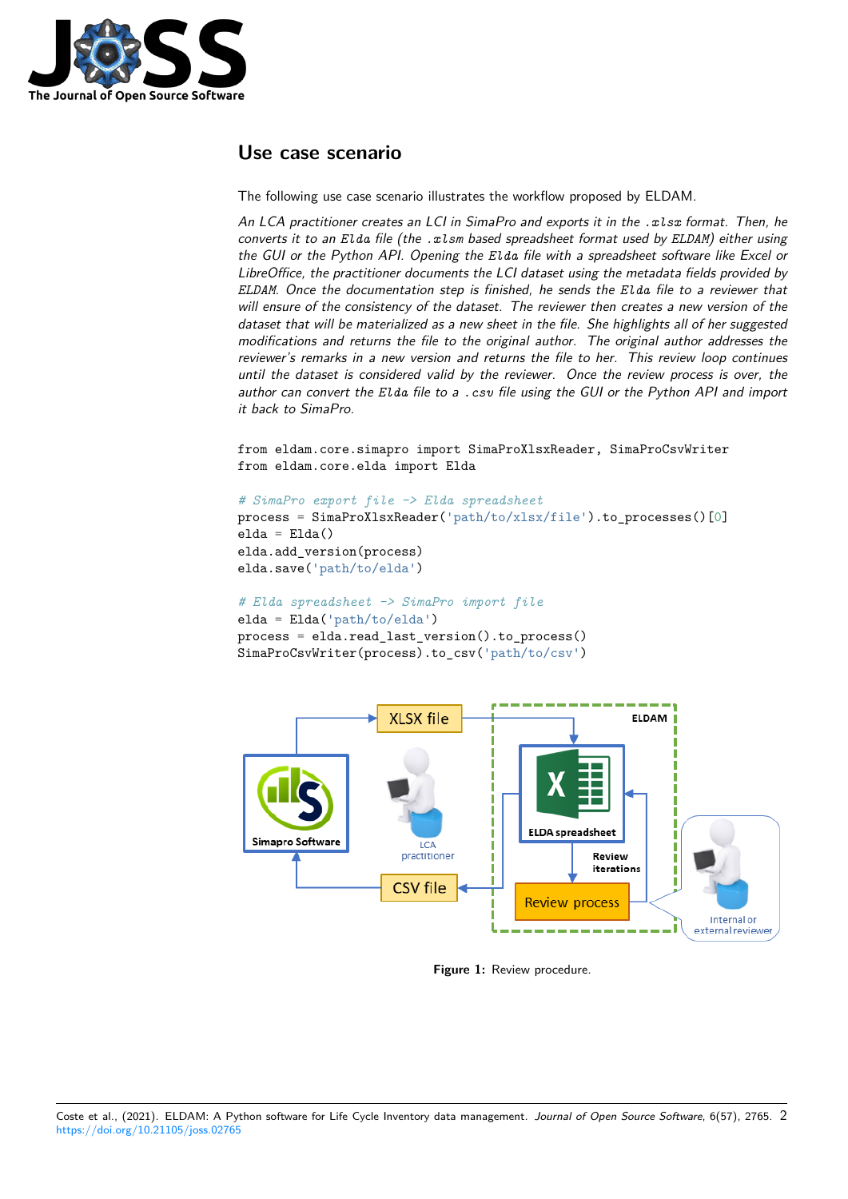## Use case scenario

The following use case scenario illustrates the workflow proposed by ELDAM.

*An LCA practitioner creates an LCI in SimaPro and exports it in the `.xlsx` format. Then, he converts it to an `Elda` file (the `.xlsm` based spreadsheet format used by ELDAM) either using the GUI or the Python API. Opening the `Elda` file with a spreadsheet software like Excel or LibreOffice, the practitioner documents the LCI dataset using the metadata fields provided by ELDAM. Once the documentation step is finished, he sends the `Elda` file to a reviewer that will ensure of the consistency of the dataset. The reviewer then creates a new version of the dataset that will be materialized as a new sheet in the file. She highlights all of her suggested modifications and returns the file to the original author. The original author addresses the reviewer's remarks in a new version and returns the file to her. This review loop continues until the dataset is considered valid by the reviewer. Once the review process is over, the author can convert the `Elda` file to a `.csv` file using the GUI or the Python API and import it back to SimaPro.*

```
from eldam.core.simapro import SimaProXlsxReader, SimaProCsvWriter
from eldam.core.elda import Elda

# SimaPro export file -> Elda spreadsheet
process = SimaProXlsxReader('path/to/xlsx/file').to_processes()[0]
elda = Elda()
elda.add_version(process)
elda.save('path/to/elda')

# Elda spreadsheet -> SimaPro import file
elda = Elda('path/to/elda')
process = elda.read_last_version().to_process()
SimaProCsvWriter(process).to_csv('path/to/csv')
```

**Figure 1:** Review procedure.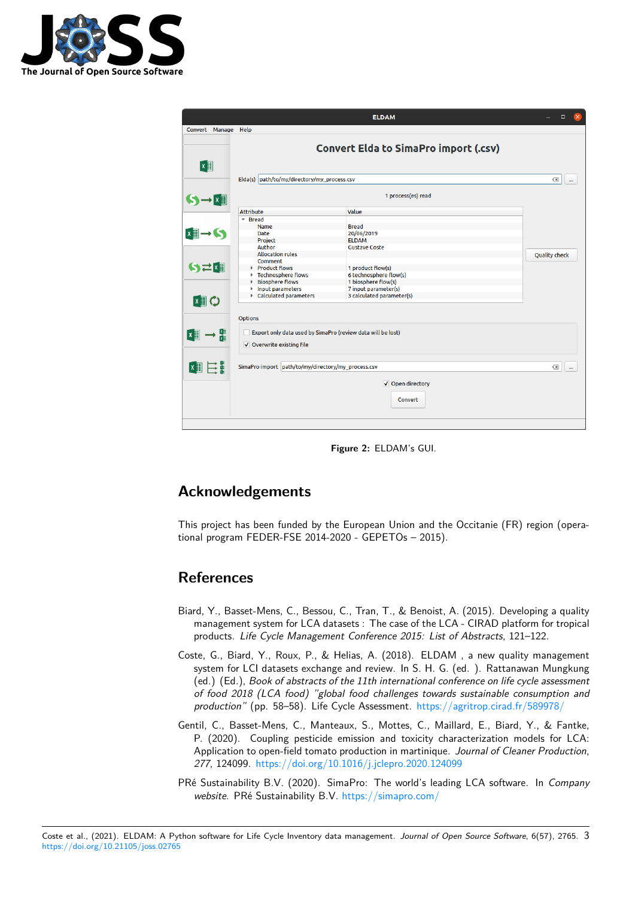Figure 2: ELDAM's GUI.

## Acknowledgements

This project has been funded by the European Union and the Occitanie (FR) region (operational program FEDER-FSE 2014-2020 - GEPETOs – 2015).

## References

Biard, Y., Basset-Mens, C., Bessou, C., Tran, T., & Benoist, A. (2015). Developing a quality management system for LCA datasets - The case of the LCA - CIRAD platform for tropical products. *Life Cycle Management Conference 2015: List of Abstracts*, 121–122.

Coste, G., Biard, Y., Roux, P., & Helias, A. (2018). ELDAM , a new quality management system for LCI datasets exchange and review. In S. H. G. (ed. ). Rattanawan Mungkung (ed.) (Ed.), *Book of abstracts of the 11th international conference on life cycle assessment of food 2018 (LCA food) "global food challenges towards sustainable consumption and production"* (pp. 58–58). Life Cycle Assessment. https://agritrop.cirad.fr/589978/

Gentil, C., Basset-Mens, C., Manteaux, S., Mottes, C., Maillard, E., Biard, Y., & Fantke, P. (2020). Coupling pesticide emission and toxicity characterization models for LCA: Application to open-field tomato production in martinique. *Journal of Cleaner Production*, *277*, 124099. https://doi.org/10.1016/j.jclepro.2020.124099

PRé Sustainability B.V. (2020). SimaPro: The world's leading LCA software. In *Company website*. PRé Sustainability B.V. https://simapro.com/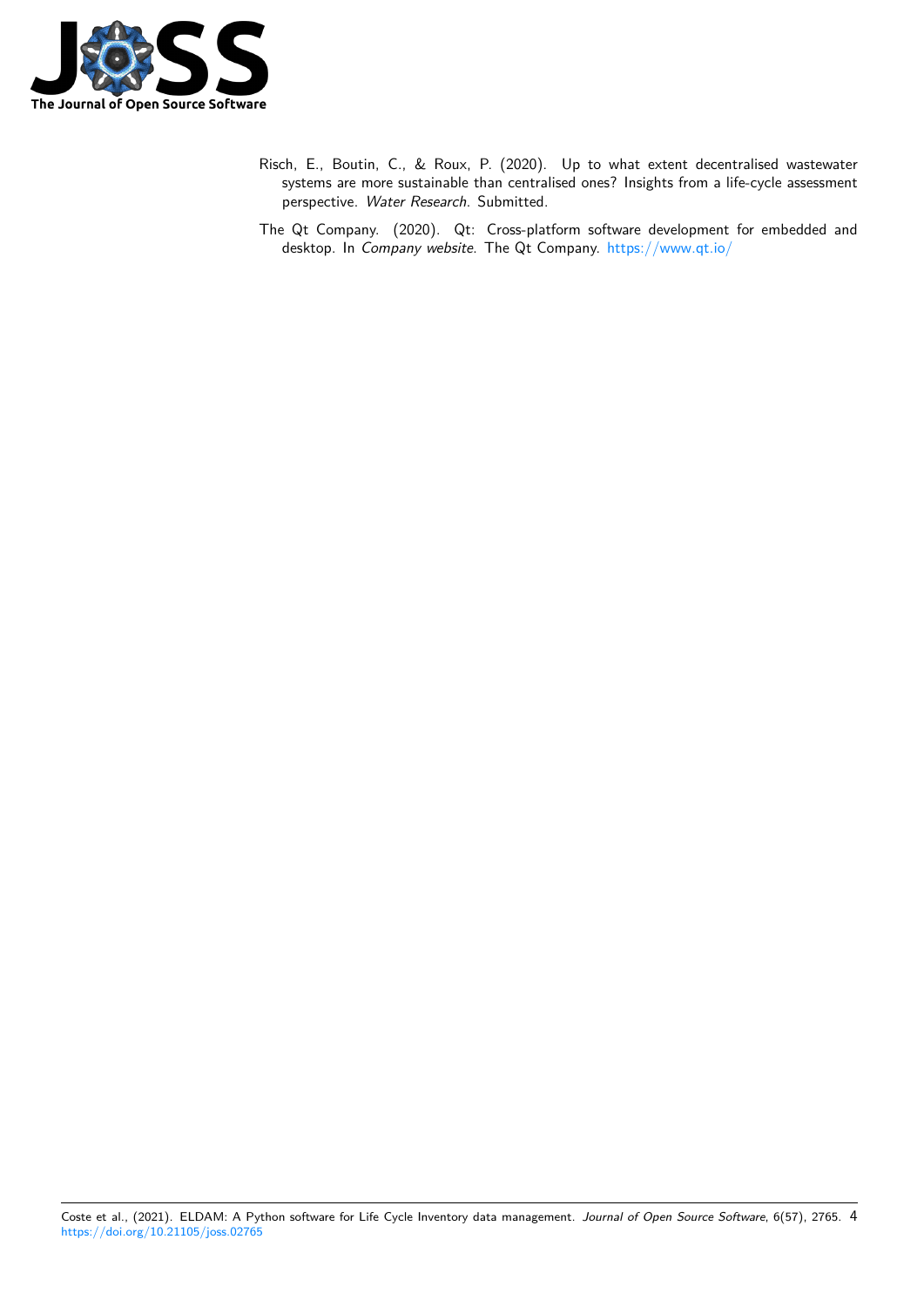Risch, E., Boutin, C., & Roux, P. (2020). Up to what extent decentralised wastewater systems are more sustainable than centralised ones? Insights from a life-cycle assessment perspective. *Water Research*. Submitted.

The Qt Company. (2020). Qt: Cross-platform software development for embedded and desktop. In *Company website*. The Qt Company. https://www.qt.io/